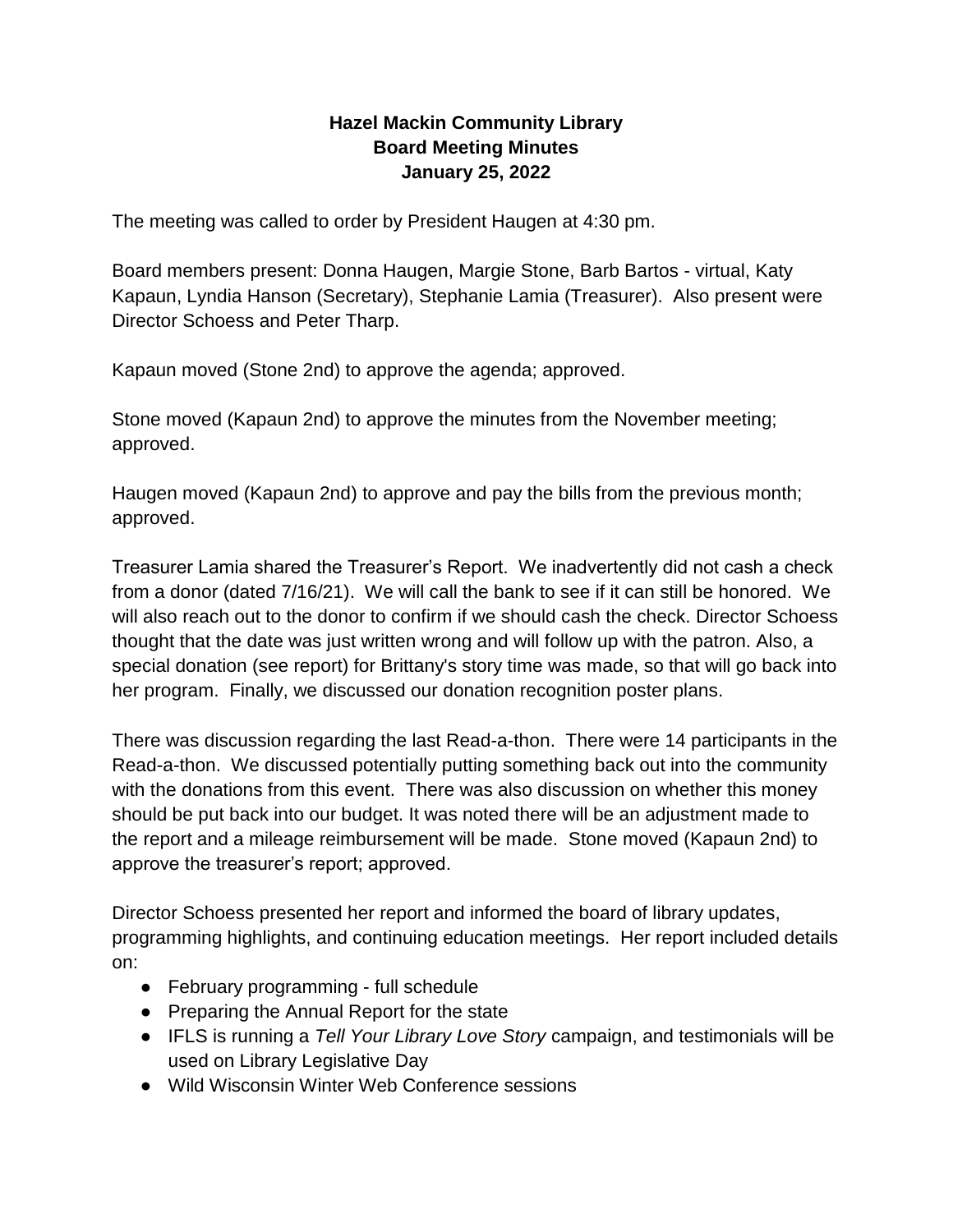# Hazel Mackin Community Library
## Board Meeting Minutes
### January 25, 2022

The meeting was called to order by President Haugen at 4:30 pm.

Board members present: Donna Haugen, Margie Stone, Barb Bartos - virtual, Katy Kapaun, Lyndia Hanson (Secretary), Stephanie Lamia (Treasurer). Also present were Director Schoess and Peter Tharp.

Kapaun moved (Stone 2nd) to approve the agenda; approved.

Stone moved (Kapaun 2nd) to approve the minutes from the November meeting; approved.

Haugen moved (Kapaun 2nd) to approve and pay the bills from the previous month; approved.

Treasurer Lamia shared the Treasurer's Report. We inadvertently did not cash a check from a donor (dated 7/16/21). We will call the bank to see if it can still be honored. We will also reach out to the donor to confirm if we should cash the check. Director Schoess thought that the date was just written wrong and will follow up with the patron. Also, a special donation (see report) for Brittany's story time was made, so that will go back into her program. Finally, we discussed our donation recognition poster plans.

There was discussion regarding the last Read-a-thon. There were 14 participants in the Read-a-thon. We discussed potentially putting something back out into the community with the donations from this event. There was also discussion on whether this money should be put back into our budget. It was noted there will be an adjustment made to the report and a mileage reimbursement will be made. Stone moved (Kapaun 2nd) to approve the treasurer's report; approved.

Director Schoess presented her report and informed the board of library updates, programming highlights, and continuing education meetings. Her report included details on:

- February programming - full schedule
- Preparing the Annual Report for the state
- IFLS is running a *Tell Your Library Love Story* campaign, and testimonials will be used on Library Legislative Day
- Wild Wisconsin Winter Web Conference sessions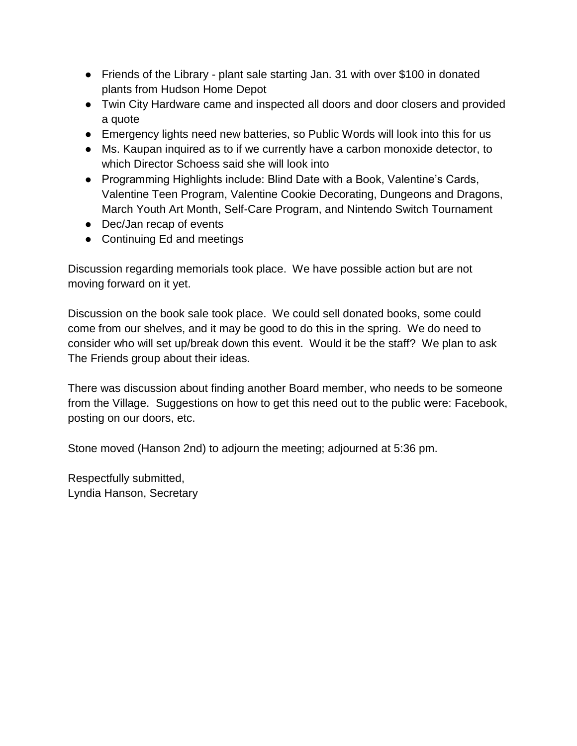- Friends of the Library - plant sale starting Jan. 31 with over $100 in donated plants from Hudson Home Depot
- Twin City Hardware came and inspected all doors and door closers and provided a quote
- Emergency lights need new batteries, so Public Words will look into this for us
- Ms. Kaupan inquired as to if we currently have a carbon monoxide detector, to which Director Schoess said she will look into
- Programming Highlights include: Blind Date with a Book, Valentine's Cards, Valentine Teen Program, Valentine Cookie Decorating, Dungeons and Dragons, March Youth Art Month, Self-Care Program, and Nintendo Switch Tournament
- Dec/Jan recap of events
- Continuing Ed and meetings

Discussion regarding memorials took place. We have possible action but are not moving forward on it yet.

Discussion on the book sale took place. We could sell donated books, some could come from our shelves, and it may be good to do this in the spring. We do need to consider who will set up/break down this event. Would it be the staff? We plan to ask The Friends group about their ideas.

There was discussion about finding another Board member, who needs to be someone from the Village. Suggestions on how to get this need out to the public were: Facebook, posting on our doors, etc.

Stone moved (Hanson 2nd) to adjourn the meeting; adjourned at 5:36 pm.

Respectfully submitted,
Lyndia Hanson, Secretary